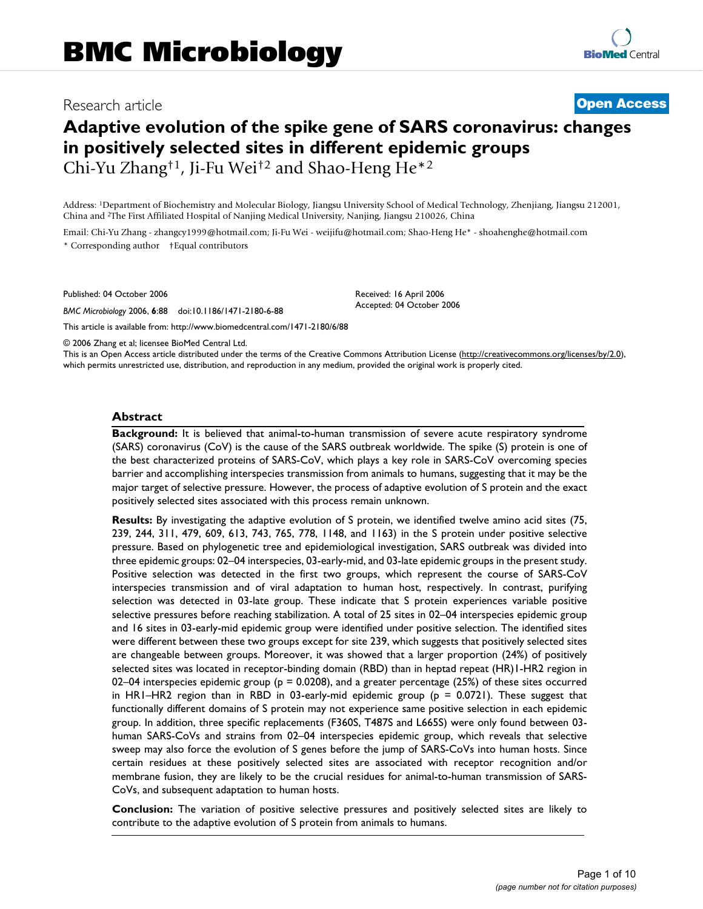# BMC Microbiology

Research article **Open Access**

# Adaptive evolution of the spike gene of SARS coronavirus: changes in positively selected sites in different epidemic groups

Chi-Yu Zhang†[1], Ji-Fu Wei†[2] and Shao-Heng He*[2]

Address: [1]Department of Biochemistry and Molecular Biology, Jiangsu University School of Medical Technology, Zhenjiang, Jiangsu 212001, China and [2]The First Affiliated Hospital of Nanjing Medical University, Nanjing, Jiangsu 210026, China

Email: Chi-Yu Zhang - zhangcy1999@hotmail.com; Ji-Fu Wei - weijifu@hotmail.com; Shao-Heng He* - shoahenghe@hotmail.com

\* Corresponding author †Equal contributors

Published: 04 October 2006

*BMC Microbiology* 2006, **6**:88 doi:10.1186/1471-2180-6-88

Received: 16 April 2006
Accepted: 04 October 2006

This article is available from: http://www.biomedcentral.com/1471-2180/6/88

© 2006 Zhang et al; licensee BioMed Central Ltd.
This is an Open Access article distributed under the terms of the Creative Commons Attribution License (http://creativecommons.org/licenses/by/2.0), which permits unrestricted use, distribution, and reproduction in any medium, provided the original work is properly cited.

## Abstract

**Background:** It is believed that animal-to-human transmission of severe acute respiratory syndrome (SARS) coronavirus (CoV) is the cause of the SARS outbreak worldwide. The spike (S) protein is one of the best characterized proteins of SARS-CoV, which plays a key role in SARS-CoV overcoming species barrier and accomplishing interspecies transmission from animals to humans, suggesting that it may be the major target of selective pressure. However, the process of adaptive evolution of S protein and the exact positively selected sites associated with this process remain unknown.

**Results:** By investigating the adaptive evolution of S protein, we identified twelve amino acid sites (75, 239, 244, 311, 479, 609, 613, 743, 765, 778, 1148, and 1163) in the S protein under positive selective pressure. Based on phylogenetic tree and epidemiological investigation, SARS outbreak was divided into three epidemic groups: 02–04 interspecies, 03-early-mid, and 03-late epidemic groups in the present study. Positive selection was detected in the first two groups, which represent the course of SARS-CoV interspecies transmission and of viral adaptation to human host, respectively. In contrast, purifying selection was detected in 03-late group. These indicate that S protein experiences variable positive selective pressures before reaching stabilization. A total of 25 sites in 02–04 interspecies epidemic group and 16 sites in 03-early-mid epidemic group were identified under positive selection. The identified sites were different between these two groups except for site 239, which suggests that positively selected sites are changeable between groups. Moreover, it was showed that a larger proportion (24%) of positively selected sites was located in receptor-binding domain (RBD) than in heptad repeat (HR)1-HR2 region in 02–04 interspecies epidemic group ($p = 0.0208$), and a greater percentage (25%) of these sites occurred in HR1–HR2 region than in RBD in 03-early-mid epidemic group ($p = 0.0721$). These suggest that functionally different domains of S protein may not experience same positive selection in each epidemic group. In addition, three specific replacements (F360S, T487S and L665S) were only found between 03-human SARS-CoVs and strains from 02–04 interspecies epidemic group, which reveals that selective sweep may also force the evolution of S genes before the jump of SARS-CoVs into human hosts. Since certain residues at these positively selected sites are associated with receptor recognition and/or membrane fusion, they are likely to be the crucial residues for animal-to-human transmission of SARS-CoVs, and subsequent adaptation to human hosts.

**Conclusion:** The variation of positive selective pressures and positively selected sites are likely to contribute to the adaptive evolution of S protein from animals to humans.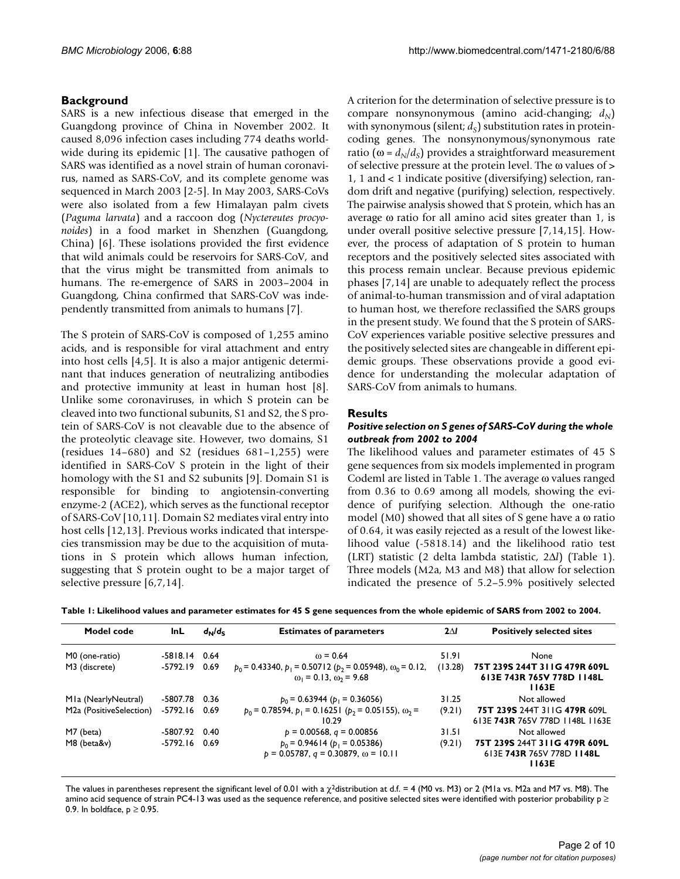## Background

SARS is a new infectious disease that emerged in the Guangdong province of China in November 2002. It caused 8,096 infection cases including 774 deaths worldwide during its epidemic [1]. The causative pathogen of SARS was identified as a novel strain of human coronavirus, named as SARS-CoV, and its complete genome was sequenced in March 2003 [2-5]. In May 2003, SARS-CoVs were also isolated from a few Himalayan palm civets (*Paguma larvata*) and a raccoon dog (*Nyctereutes procyonoides*) in a food market in Shenzhen (Guangdong, China) [6]. These isolations provided the first evidence that wild animals could be reservoirs for SARS-CoV, and that the virus might be transmitted from animals to humans. The re-emergence of SARS in 2003–2004 in Guangdong, China confirmed that SARS-CoV was independently transmitted from animals to humans [7].

The S protein of SARS-CoV is composed of 1,255 amino acids, and is responsible for viral attachment and entry into host cells [4,5]. It is also a major antigenic determinant that induces generation of neutralizing antibodies and protective immunity at least in human host [8]. Unlike some coronaviruses, in which S protein can be cleaved into two functional subunits, S1 and S2, the S protein of SARS-CoV is not cleavable due to the absence of the proteolytic cleavage site. However, two domains, S1 (residues 14–680) and S2 (residues 681–1,255) were identified in SARS-CoV S protein in the light of their homology with the S1 and S2 subunits [9]. Domain S1 is responsible for binding to angiotensin-converting enzyme-2 (ACE2), which serves as the functional receptor of SARS-CoV [10,11]. Domain S2 mediates viral entry into host cells [12,13]. Previous works indicated that interspecies transmission may be due to the acquisition of mutations in S protein which allows human infection, suggesting that S protein ought to be a major target of selective pressure [6,7,14].

A criterion for the determination of selective pressure is to compare nonsynonymous (amino acid-changing; $d_N$) with synonymous (silent; $d_S$) substitution rates in protein-coding genes. The nonsynonymous/synonymous rate ratio ($\omega = d_N/d_S$) provides a straightforward measurement of selective pressure at the protein level. The $\omega$ values of > 1, 1 and < 1 indicate positive (diversifying) selection, random drift and negative (purifying) selection, respectively. The pairwise analysis showed that S protein, which has an average $\omega$ ratio for all amino acid sites greater than 1, is under overall positive selective pressure [7,14,15]. However, the process of adaptation of S protein to human receptors and the positively selected sites associated with this process remain unclear. Because previous epidemic phases [7,14] are unable to adequately reflect the process of animal-to-human transmission and of viral adaptation to human host, we therefore reclassified the SARS groups in the present study. We found that the S protein of SARS-CoV experiences variable positive selective pressures and the positively selected sites are changeable in different epidemic groups. These observations provide a good evidence for understanding the molecular adaptation of SARS-CoV from animals to humans.

## Results

### *Positive selection on S genes of SARS-CoV during the whole outbreak from 2002 to 2004*

The likelihood values and parameter estimates of 45 S gene sequences from six models implemented in program Codeml are listed in Table 1. The average $\omega$ values ranged from 0.36 to 0.69 among all models, showing the evidence of purifying selection. Although the one-ratio model (M0) showed that all sites of S gene have a $\omega$ ratio of 0.64, it was easily rejected as a result of the lowest likelihood value (-5818.14) and the likelihood ratio test (LRT) statistic (2 delta lambda statistic, $2\Delta l$) (Table 1). Three models (M2a, M3 and M8) that allow for selection indicated the presence of 5.2–5.9% positively selected

**Table 1: Likelihood values and parameter estimates for 45 S gene sequences from the whole epidemic of SARS from 2002 to 2004.**

| Model code | lnL | $d_N/d_S$ | Estimates of parameters | $2\Delta l$ | Positively selected sites |
|---|---|---|---|---|---|
| M0 (one-ratio) | -5818.14 | 0.64 | $\omega = 0.64$ | 51.91 | None |
| M3 (discrete) | -5792.19 | 0.69 | $p_0 = 0.43340$, $p_1 = 0.50712$ ($p_2 = 0.05948$), $\omega_0 = 0.12$, $\omega_1 = 0.13$, $\omega_2 = 9.68$ | (13.28) | **75T 239S 244T 311G 479R 609L 613E 743R 765V 778D 1148L 1163E** |
| M1a (NearlyNeutral) | -5807.78 | 0.36 | $p_0 = 0.63944$ ($p_1 = 0.36056$) | 31.25 | Not allowed |
| M2a (PositiveSelection) | -5792.16 | 0.69 | $p_0 = 0.78594$, $p_1 = 0.16251$ ($p_2 = 0.05155$), $\omega_2 = 10.29$ | (9.21) | **75T 239S** 244T 311G **479R** 609L 613E **743R** 765V 778D 1148L 1163E |
| M7 (beta) | -5807.92 | 0.40 | $p = 0.00568$, $q = 0.00856$ | 31.51 | Not allowed |
| M8 (beta&ω) | -5792.16 | 0.69 | $p_0 = 0.94614$ ($p_1 = 0.05386$) $p = 0.05787$, $q = 0.30879$, $\omega = 10.11$ | (9.21) | **75T 239S 244T 311G 479R 609L** 613E **743R** 765V 778D **1148L 1163E** |

The values in parentheses represent the significant level of 0.01 with a $\chi^2$distribution at d.f. = 4 (M0 vs. M3) or 2 (M1a vs. M2a and M7 vs. M8). The amino acid sequence of strain PC4-13 was used as the sequence reference, and positive selected sites were identified with posterior probability $p \geq 0.9$. In boldface, $p \geq 0.95$.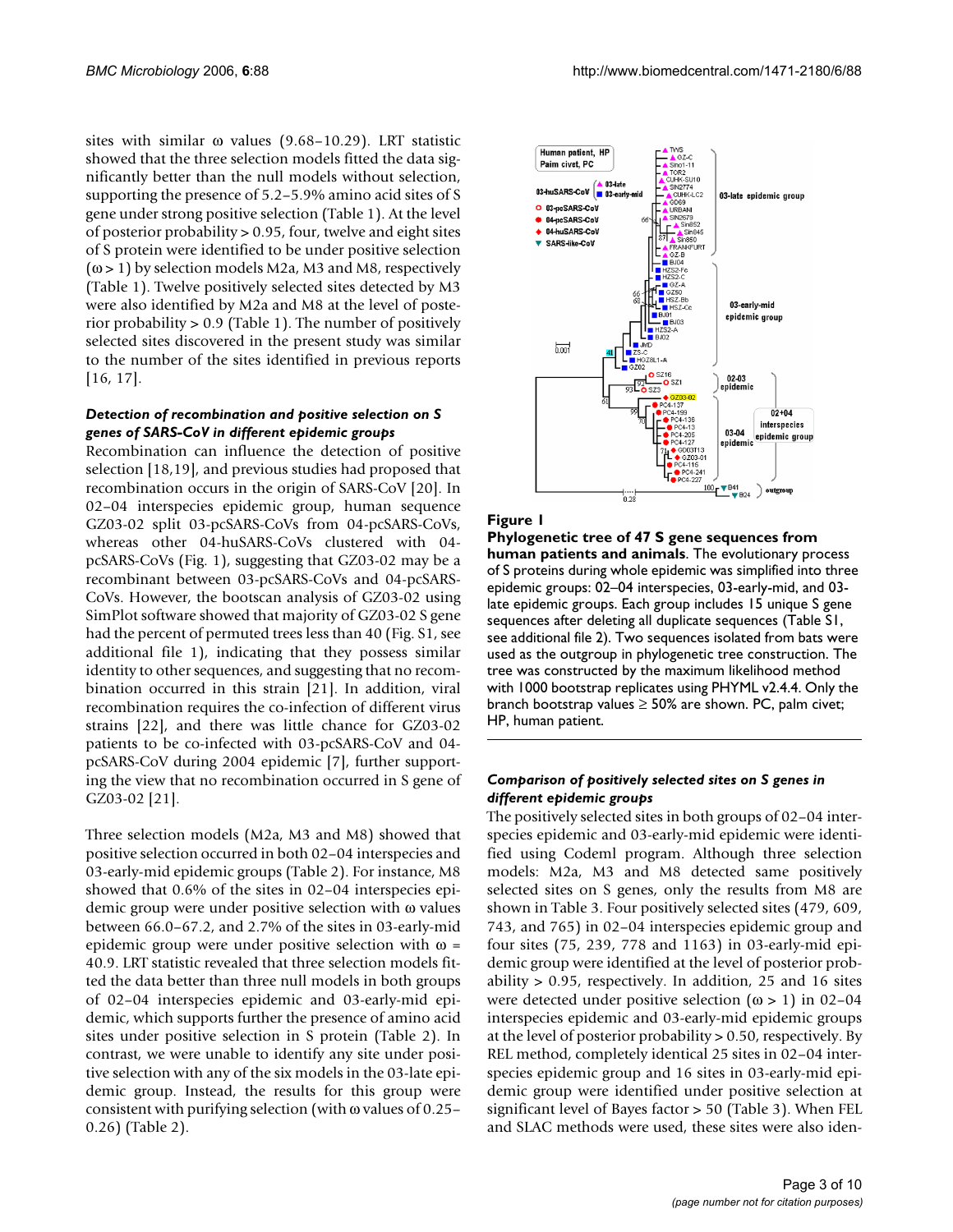sites with similar ω values (9.68–10.29). LRT statistic showed that the three selection models fitted the data significantly better than the null models without selection, supporting the presence of 5.2–5.9% amino acid sites of S gene under strong positive selection (Table 1). At the level of posterior probability > 0.95, four, twelve and eight sites of S protein were identified to be under positive selection (ω > 1) by selection models M2a, M3 and M8, respectively (Table 1). Twelve positively selected sites detected by M3 were also identified by M2a and M8 at the level of posterior probability > 0.9 (Table 1). The number of positively selected sites discovered in the present study was similar to the number of the sites identified in previous reports [16, 17].

### *Detection of recombination and positive selection on S genes of SARS-CoV in different epidemic groups*

Recombination can influence the detection of positive selection [18,19], and previous studies had proposed that recombination occurs in the origin of SARS-CoV [20]. In 02–04 interspecies epidemic group, human sequence GZ03-02 split 03-pcSARS-CoVs from 04-pcSARS-CoVs, whereas other 04-huSARS-CoVs clustered with 04-pcSARS-CoVs (Fig. 1), suggesting that GZ03-02 may be a recombinant between 03-pcSARS-CoVs and 04-pcSARS-CoVs. However, the bootscan analysis of GZ03-02 using SimPlot software showed that majority of GZ03-02 S gene had the percent of permuted trees less than 40 (Fig. S1, see additional file 1), indicating that they possess similar identity to other sequences, and suggesting that no recombination occurred in this strain [21]. In addition, viral recombination requires the co-infection of different virus strains [22], and there was little chance for GZ03-02 patients to be co-infected with 03-pcSARS-CoV and 04-pcSARS-CoV during 2004 epidemic [7], further supporting the view that no recombination occurred in S gene of GZ03-02 [21].

Three selection models (M2a, M3 and M8) showed that positive selection occurred in both 02–04 interspecies and 03-early-mid epidemic groups (Table 2). For instance, M8 showed that 0.6% of the sites in 02–04 interspecies epidemic group were under positive selection with ω values between 66.0–67.2, and 2.7% of the sites in 03-early-mid epidemic group were under positive selection with ω = 40.9. LRT statistic revealed that three selection models fitted the data better than three null models in both groups of 02–04 interspecies epidemic and 03-early-mid epidemic, which supports further the presence of amino acid sites under positive selection in S protein (Table 2). In contrast, we were unable to identify any site under positive selection with any of the six models in the 03-late epidemic group. Instead, the results for this group were consistent with purifying selection (with ω values of 0.25–0.26) (Table 2).

**Figure 1**

**Phylogenetic tree of 47 S gene sequences from human patients and animals**. The evolutionary process of S proteins during whole epidemic was simplified into three epidemic groups: 02–04 interspecies, 03-early-mid, and 03-late epidemic groups. Each group includes 15 unique S gene sequences after deleting all duplicate sequences (Table S1, see additional file 2). Two sequences isolated from bats were used as the outgroup in phylogenetic tree construction. The tree was constructed by the maximum likelihood method with 1000 bootstrap replicates using PHYML v2.4.4. Only the branch bootstrap values ≥ 50% are shown. PC, palm civet; HP, human patient.

### *Comparison of positively selected sites on S genes in different epidemic groups*

The positively selected sites in both groups of 02–04 interspecies epidemic and 03-early-mid epidemic were identified using Codeml program. Although three selection models: M2a, M3 and M8 detected same positively selected sites on S genes, only the results from M8 are shown in Table 3. Four positively selected sites (479, 609, 743, and 765) in 02–04 interspecies epidemic group and four sites (75, 239, 778 and 1163) in 03-early-mid epidemic group were identified at the level of posterior probability > 0.95, respectively. In addition, 25 and 16 sites were detected under positive selection (ω > 1) in 02–04 interspecies epidemic and 03-early-mid epidemic groups at the level of posterior probability > 0.50, respectively. By REL method, completely identical 25 sites in 02–04 interspecies epidemic group and 16 sites in 03-early-mid epidemic group were identified under positive selection at significant level of Bayes factor > 50 (Table 3). When FEL and SLAC methods were used, these sites were also iden-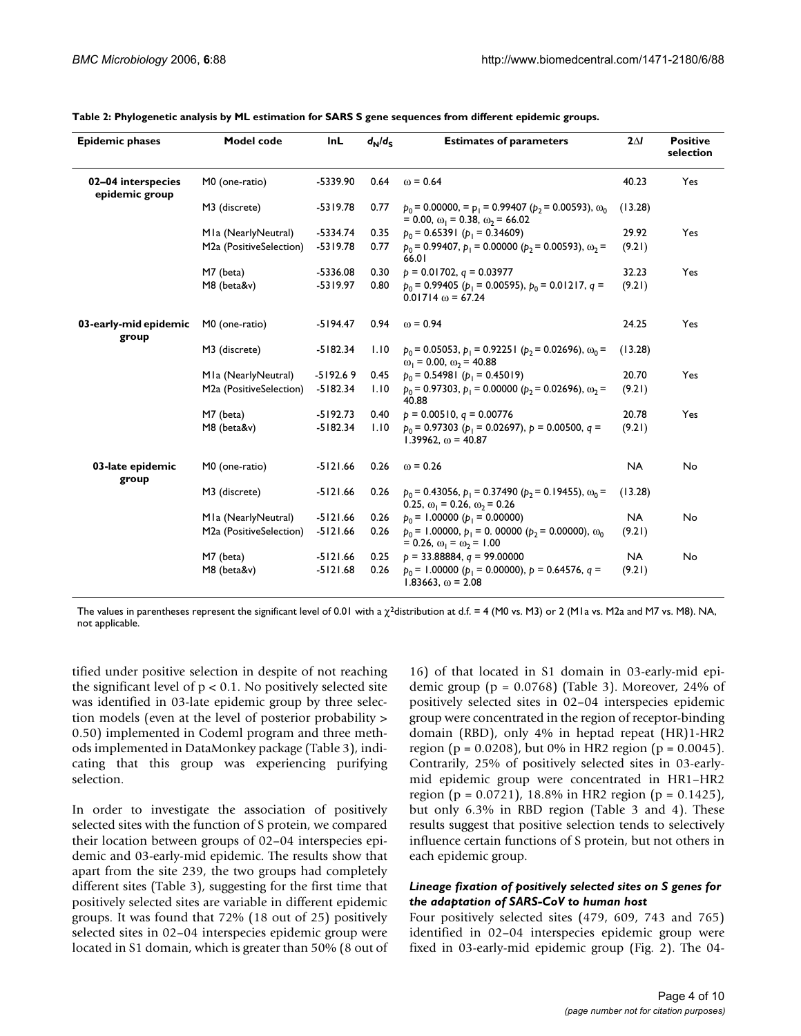**Table 2: Phylogenetic analysis by ML estimation for SARS S gene sequences from different epidemic groups.**

| Epidemic phases | Model code | lnL | $d_N/d_S$ | Estimates of parameters | $2\Delta l$ | Positive selection |
|---|---|---|---|---|---|---|
| 02–04 interspecies epidemic group | M0 (one-ratio) | -5339.90 | 0.64 | $\omega = 0.64$ | 40.23 | Yes |
| | M3 (discrete) | -5319.78 | 0.77 | $p_0 = 0.00000$, $= p_1 = 0.99407$ ($p_2 = 0.00593$), $\omega_0 = 0.00$, $\omega_1 = 0.38$, $\omega_2 = 66.02$ | (13.28) | |
| | M1a (NearlyNeutral) | -5334.74 | 0.35 | $p_0 = 0.65391$ ($p_1 = 0.34609$) | 29.92 | Yes |
| | M2a (PositiveSelection) | -5319.78 | 0.77 | $p_0 = 0.99407$, $p_1 = 0.00000$ ($p_2 = 0.00593$), $\omega_2 = 66.01$ | (9.21) | |
| | M7 (beta) | -5336.08 | 0.30 | $p = 0.01702$, $q = 0.03977$ | 32.23 | Yes |
| | M8 (beta&v) | -5319.97 | 0.80 | $p_0 = 0.99405$ ($p_1 = 0.00595$), $p_0 = 0.01217$, $q = 0.01714$ $\omega = 67.24$ | (9.21) | |
| 03-early-mid epidemic group | M0 (one-ratio) | -5194.47 | 0.94 | $\omega = 0.94$ | 24.25 | Yes |
| | M3 (discrete) | -5182.34 | 1.10 | $p_0 = 0.05053$, $p_1 = 0.92251$ ($p_2 = 0.02696$), $\omega_0 = \omega_1 = 0.00$, $\omega_2 = 40.88$ | (13.28) | |
| | M1a (NearlyNeutral) | -5192.6 9 | 0.45 | $p_0 = 0.54981$ ($p_1 = 0.45019$) | 20.70 | Yes |
| | M2a (PositiveSelection) | -5182.34 | 1.10 | $p_0 = 0.97303$, $p_1 = 0.00000$ ($p_2 = 0.02696$), $\omega_2 = 40.88$ | (9.21) | |
| | M7 (beta) | -5192.73 | 0.40 | $p = 0.00510$, $q = 0.00776$ | 20.78 | Yes |
| | M8 (beta&v) | -5182.34 | 1.10 | $p_0 = 0.97303$ ($p_1 = 0.02697$), $p = 0.00500$, $q = 1.39962$, $\omega = 40.87$ | (9.21) | |
| 03-late epidemic group | M0 (one-ratio) | -5121.66 | 0.26 | $\omega = 0.26$ | NA | No |
| | M3 (discrete) | -5121.66 | 0.26 | $p_0 = 0.43056$, $p_1 = 0.37490$ ($p_2 = 0.19455$), $\omega_0 = 0.25$, $\omega_1 = 0.26$, $\omega_2 = 0.26$ | (13.28) | |
| | M1a (NearlyNeutral) | -5121.66 | 0.26 | $p_0 = 1.00000$ ($p_1 = 0.00000$) | NA | No |
| | M2a (PositiveSelection) | -5121.66 | 0.26 | $p_0 = 1.00000$, $p_1 = 0.00000$ ($p_2 = 0.00000$), $\omega_0 = 0.26$, $\omega_1 = \omega_2 = 1.00$ | (9.21) | |
| | M7 (beta) | -5121.66 | 0.25 | $p = 33.88884$, $q = 99.00000$ | NA | No |
| | M8 (beta&v) | -5121.68 | 0.26 | $p_0 = 1.00000$ ($p_1 = 0.00000$), $p = 0.64576$, $q = 1.83663$, $\omega = 2.08$ | (9.21) | |

The values in parentheses represent the significant level of 0.01 with a $\chi^2$distribution at d.f. = 4 (M0 vs. M3) or 2 (M1a vs. M2a and M7 vs. M8). NA, not applicable.

tified under positive selection in despite of not reaching the significant level of $p < 0.1$. No positively selected site was identified in 03-late epidemic group by three selection models (even at the level of posterior probability > 0.50) implemented in Codeml program and three methods implemented in DataMonkey package (Table 3), indicating that this group was experiencing purifying selection.

In order to investigate the association of positively selected sites with the function of S protein, we compared their location between groups of 02–04 interspecies epidemic and 03-early-mid epidemic. The results show that apart from the site 239, the two groups had completely different sites (Table 3), suggesting for the first time that positively selected sites are variable in different epidemic groups. It was found that 72% (18 out of 25) positively selected sites in 02–04 interspecies epidemic group were located in S1 domain, which is greater than 50% (8 out of 16) of that located in S1 domain in 03-early-mid epidemic group ($p = 0.0768$) (Table 3). Moreover, 24% of positively selected sites in 02–04 interspecies epidemic group were concentrated in the region of receptor-binding domain (RBD), only 4% in heptad repeat (HR)1-HR2 region ($p = 0.0208$), but 0% in HR2 region ($p = 0.0045$). Contrarily, 25% of positively selected sites in 03-early-mid epidemic group were concentrated in HR1–HR2 region ($p = 0.0721$), 18.8% in HR2 region ($p = 0.1425$), but only 6.3% in RBD region (Table 3 and 4). These results suggest that positive selection tends to selectively influence certain functions of S protein, but not others in each epidemic group.

### *Lineage fixation of positively selected sites on S genes for the adaptation of SARS-CoV to human host*

Four positively selected sites (479, 609, 743 and 765) identified in 02–04 interspecies epidemic group were fixed in 03-early-mid epidemic group (Fig. 2). The 04-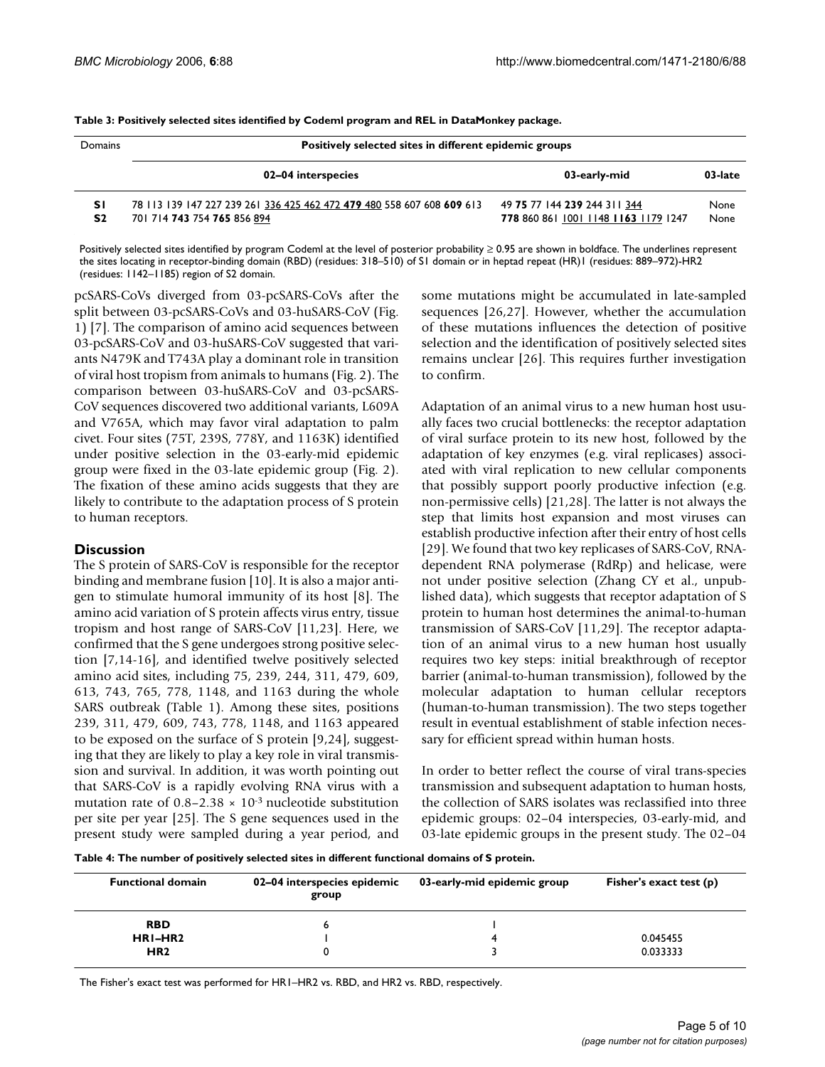**Table 3: Positively selected sites identified by Codeml program and REL in DataMonkey package.**

| Domains | Positively selected sites in different epidemic groups | | |
| --- | --- | --- | --- |
| | 02–04 interspecies | 03-early-mid | 03-late |
| **S1** | 78 113 139 147 227 239 261 <u>336 425 462 472</u> **<u>479</u>** <u>480</u> 558 607 608 **609** 613 | 49 **75** 77 144 **239** 244 311 <u>344</u> | None |
| **S2** | 701 714 **743** 754 **765** 856 <u>894</u> | **778** 860 861 <u>1001 1148</u> **<u>1163</u>** <u>1179</u> 1247 | None |

Positively selected sites identified by program Codeml at the level of posterior probability ≥ 0.95 are shown in boldface. The underlines represent the sites locating in receptor-binding domain (RBD) (residues: 318–510) of S1 domain or in heptad repeat (HR)1 (residues: 889–972)-HR2 (residues: 1142–1185) region of S2 domain.

pcSARS-CoVs diverged from 03-pcSARS-CoVs after the split between 03-pcSARS-CoVs and 03-huSARS-CoV (Fig. 1) [7]. The comparison of amino acid sequences between 03-pcSARS-CoV and 03-huSARS-CoV suggested that variants N479K and T743A play a dominant role in transition of viral host tropism from animals to humans (Fig. 2). The comparison between 03-huSARS-CoV and 03-pcSARS-CoV sequences discovered two additional variants, L609A and V765A, which may favor viral adaptation to palm civet. Four sites (75T, 239S, 778Y, and 1163K) identified under positive selection in the 03-early-mid epidemic group were fixed in the 03-late epidemic group (Fig. 2). The fixation of these amino acids suggests that they are likely to contribute to the adaptation process of S protein to human receptors.

## Discussion

The S protein of SARS-CoV is responsible for the receptor binding and membrane fusion [10]. It is also a major antigen to stimulate humoral immunity of its host [8]. The amino acid variation of S protein affects virus entry, tissue tropism and host range of SARS-CoV [11,23]. Here, we confirmed that the S gene undergoes strong positive selection [7,14-16], and identified twelve positively selected amino acid sites, including 75, 239, 244, 311, 479, 609, 613, 743, 765, 778, 1148, and 1163 during the whole SARS outbreak (Table 1). Among these sites, positions 239, 311, 479, 609, 743, 778, 1148, and 1163 appeared to be exposed on the surface of S protein [9,24], suggesting that they are likely to play a key role in viral transmission and survival. In addition, it was worth pointing out that SARS-CoV is a rapidly evolving RNA virus with a mutation rate of 0.8–2.38 $\times$ $10^{-3}$ nucleotide substitution per site per year [25]. The S gene sequences used in the present study were sampled during a year period, and some mutations might be accumulated in late-sampled sequences [26,27]. However, whether the accumulation of these mutations influences the detection of positive selection and the identification of positively selected sites remains unclear [26]. This requires further investigation to confirm.

Adaptation of an animal virus to a new human host usually faces two crucial bottlenecks: the receptor adaptation of viral surface protein to its new host, followed by the adaptation of key enzymes (e.g. viral replicases) associated with viral replication to new cellular components that possibly support poorly productive infection (e.g. non-permissive cells) [21,28]. The latter is not always the step that limits host expansion and most viruses can establish productive infection after their entry of host cells [29]. We found that two key replicases of SARS-CoV, RNA-dependent RNA polymerase (RdRp) and helicase, were not under positive selection (Zhang CY et al., unpublished data), which suggests that receptor adaptation of S protein to human host determines the animal-to-human transmission of SARS-CoV [11,29]. The receptor adaptation of an animal virus to a new human host usually requires two key steps: initial breakthrough of receptor barrier (animal-to-human transmission), followed by the molecular adaptation to human cellular receptors (human-to-human transmission). The two steps together result in eventual establishment of stable infection necessary for efficient spread within human hosts.

In order to better reflect the course of viral trans-species transmission and subsequent adaptation to human hosts, the collection of SARS isolates was reclassified into three epidemic groups: 02–04 interspecies, 03-early-mid, and 03-late epidemic groups in the present study. The 02–04

**Table 4: The number of positively selected sites in different functional domains of S protein.**

| Functional domain | 02–04 interspecies epidemic group | 03-early-mid epidemic group | Fisher's exact test (p) |
| --- | --- | --- | --- |
| **RBD** | 6 | 1 | |
| **HR1–HR2** | 1 | 4 | 0.045455 |
| **HR2** | 0 | 3 | 0.033333 |

The Fisher's exact test was performed for HR1–HR2 vs. RBD, and HR2 vs. RBD, respectively.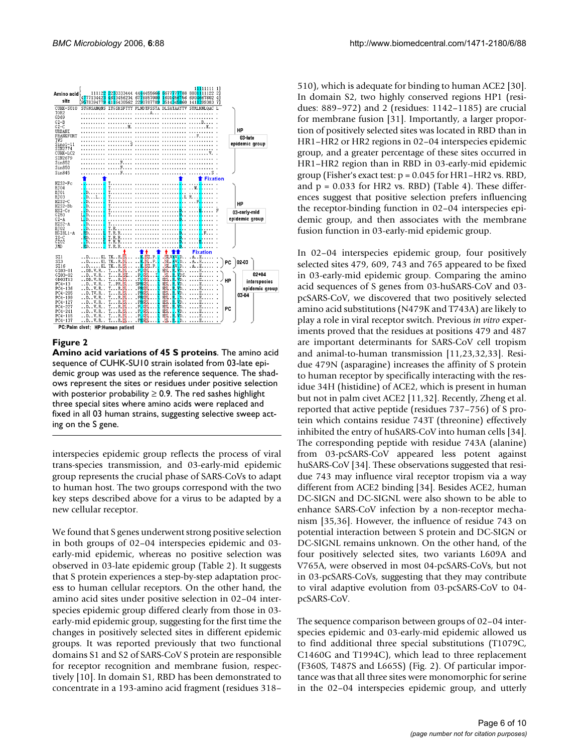**Figure 2**

**Amino acid variations of 45 S proteins**. The amino acid sequence of CUHK-SU10 strain isolated from 03-late epidemic group was used as the reference sequence. The shadows represent the sites or residues under positive selection with posterior probability ≥ 0.9. The red sashes highlight three special sites where amino acids were replaced and fixed in all 03 human strains, suggesting selective sweep acting on the S gene.

interspecies epidemic group reflects the process of viral trans-species transmission, and 03-early-mid epidemic group represents the crucial phase of SARS-CoVs to adapt to human host. The two groups correspond with the two key steps described above for a virus to be adapted by a new cellular receptor.

We found that S genes underwent strong positive selection in both groups of 02–04 interspecies epidemic and 03-early-mid epidemic, whereas no positive selection was observed in 03-late epidemic group (Table 2). It suggests that S protein experiences a step-by-step adaptation process to human cellular receptors. On the other hand, the amino acid sites under positive selection in 02–04 interspecies epidemic group differed clearly from those in 03-early-mid epidemic group, suggesting for the first time the changes in positively selected sites in different epidemic groups. It was reported previously that two functional domains S1 and S2 of SARS-CoV S protein are responsible for receptor recognition and membrane fusion, respectively [10]. In domain S1, RBD has been demonstrated to concentrate in a 193-amino acid fragment (residues 318–510), which is adequate for binding to human ACE2 [30]. In domain S2, two highly conserved regions HP1 (residues: 889–972) and 2 (residues: 1142–1185) are crucial for membrane fusion [31]. Importantly, a larger proportion of positively selected sites was located in RBD than in HR1–HR2 or HR2 regions in 02–04 interspecies epidemic group, and a greater percentage of these sites occurred in HR1–HR2 region than in RBD in 03-early-mid epidemic group (Fisher's exact test: $p = 0.045$ for HR1–HR2 vs. RBD, and $p = 0.033$ for HR2 vs. RBD) (Table 4). These differences suggest that positive selection prefers influencing the receptor-binding function in 02–04 interspecies epidemic group, and then associates with the membrane fusion function in 03-early-mid epidemic group.

In 02–04 interspecies epidemic group, four positively selected sites 479, 609, 743 and 765 appeared to be fixed in 03-early-mid epidemic group. Comparing the amino acid sequences of S genes from 03-huSARS-CoV and 03-pcSARS-CoV, we discovered that two positively selected amino acid substitutions (N479K and T743A) are likely to play a role in viral receptor switch. Previous *in vitro* experiments proved that the residues at positions 479 and 487 are important determinants for SARS-CoV cell tropism and animal-to-human transmission [11,23,32,33]. Residue 479N (asparagine) increases the affinity of S protein to human receptor by specifically interacting with the residue 34H (histidine) of ACE2, which is present in human but not in palm civet ACE2 [11,32]. Recently, Zheng et al. reported that active peptide (residues 737–756) of S protein which contains residue 743T (threonine) effectively inhibited the entry of huSARS-CoV into human cells [34]. The corresponding peptide with residue 743A (alanine) from 03-pcSARS-CoV appeared less potent against huSARS-CoV [34]. These observations suggested that residue 743 may influence viral receptor tropism via a way different from ACE2 binding [34]. Besides ACE2, human DC-SIGN and DC-SIGNL were also shown to be able to enhance SARS-CoV infection by a non-receptor mechanism [35,36]. However, the influence of residue 743 on potential interaction between S protein and DC-SIGN or DC-SIGNL remains unknown. On the other hand, of the four positively selected sites, two variants L609A and V765A, were observed in most 04-pcSARS-CoVs, but not in 03-pcSARS-CoVs, suggesting that they may contribute to viral adaptive evolution from 03-pcSARS-CoV to 04-pcSARS-CoV.

The sequence comparison between groups of 02–04 interspecies epidemic and 03-early-mid epidemic allowed us to find additional three special substitutions (T1079C, C1460G and T1994C), which lead to three replacement (F360S, T487S and L665S) (Fig. 2). Of particular importance was that all three sites were monomorphic for serine in the 02–04 interspecies epidemic group, and utterly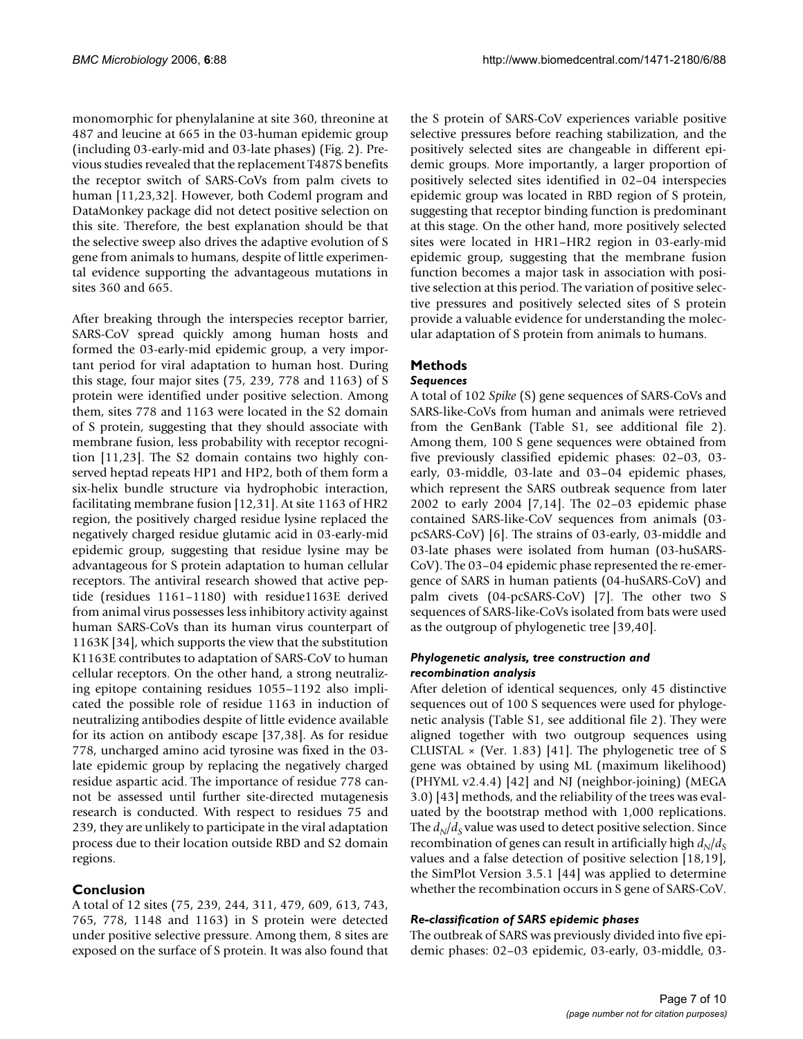monomorphic for phenylalanine at site 360, threonine at 487 and leucine at 665 in the 03-human epidemic group (including 03-early-mid and 03-late phases) (Fig. 2). Previous studies revealed that the replacement T487S benefits the receptor switch of SARS-CoVs from palm civets to human [11,23,32]. However, both Codeml program and DataMonkey package did not detect positive selection on this site. Therefore, the best explanation should be that the selective sweep also drives the adaptive evolution of S gene from animals to humans, despite of little experimental evidence supporting the advantageous mutations in sites 360 and 665.

After breaking through the interspecies receptor barrier, SARS-CoV spread quickly among human hosts and formed the 03-early-mid epidemic group, a very important period for viral adaptation to human host. During this stage, four major sites (75, 239, 778 and 1163) of S protein were identified under positive selection. Among them, sites 778 and 1163 were located in the S2 domain of S protein, suggesting that they should associate with membrane fusion, less probability with receptor recognition [11,23]. The S2 domain contains two highly conserved heptad repeats HP1 and HP2, both of them form a six-helix bundle structure via hydrophobic interaction, facilitating membrane fusion [12,31]. At site 1163 of HR2 region, the positively charged residue lysine replaced the negatively charged residue glutamic acid in 03-early-mid epidemic group, suggesting that residue lysine may be advantageous for S protein adaptation to human cellular receptors. The antiviral research showed that active peptide (residues 1161–1180) with residue1163E derived from animal virus possesses less inhibitory activity against human SARS-CoVs than its human virus counterpart of 1163K [34], which supports the view that the substitution K1163E contributes to adaptation of SARS-CoV to human cellular receptors. On the other hand, a strong neutralizing epitope containing residues 1055–1192 also implicated the possible role of residue 1163 in induction of neutralizing antibodies despite of little evidence available for its action on antibody escape [37,38]. As for residue 778, uncharged amino acid tyrosine was fixed in the 03-late epidemic group by replacing the negatively charged residue aspartic acid. The importance of residue 778 cannot be assessed until further site-directed mutagenesis research is conducted. With respect to residues 75 and 239, they are unlikely to participate in the viral adaptation process due to their location outside RBD and S2 domain regions.

## Conclusion

A total of 12 sites (75, 239, 244, 311, 479, 609, 613, 743, 765, 778, 1148 and 1163) in S protein were detected under positive selective pressure. Among them, 8 sites are exposed on the surface of S protein. It was also found that the S protein of SARS-CoV experiences variable positive selective pressures before reaching stabilization, and the positively selected sites are changeable in different epidemic groups. More importantly, a larger proportion of positively selected sites identified in 02–04 interspecies epidemic group was located in RBD region of S protein, suggesting that receptor binding function is predominant at this stage. On the other hand, more positively selected sites were located in HR1–HR2 region in 03-early-mid epidemic group, suggesting that the membrane fusion function becomes a major task in association with positive selection at this period. The variation of positive selective pressures and positively selected sites of S protein provide a valuable evidence for understanding the molecular adaptation of S protein from animals to humans.

## Methods

### *Sequences*

A total of 102 *Spike* (S) gene sequences of SARS-CoVs and SARS-like-CoVs from human and animals were retrieved from the GenBank (Table S1, see additional file 2). Among them, 100 S gene sequences were obtained from five previously classified epidemic phases: 02–03, 03-early, 03-middle, 03-late and 03–04 epidemic phases, which represent the SARS outbreak sequence from later 2002 to early 2004 [7,14]. The 02–03 epidemic phase contained SARS-like-CoV sequences from animals (03-pcSARS-CoV) [6]. The strains of 03-early, 03-middle and 03-late phases were isolated from human (03-huSARS-CoV). The 03–04 epidemic phase represented the re-emergence of SARS in human patients (04-huSARS-CoV) and palm civets (04-pcSARS-CoV) [7]. The other two S sequences of SARS-like-CoVs isolated from bats were used as the outgroup of phylogenetic tree [39,40].

### *Phylogenetic analysis, tree construction and recombination analysis*

After deletion of identical sequences, only 45 distinctive sequences out of 100 S sequences were used for phylogenetic analysis (Table S1, see additional file 2). They were aligned together with two outgroup sequences using CLUSTAL × (Ver. 1.83) [41]. The phylogenetic tree of S gene was obtained by using ML (maximum likelihood) (PHYML v2.4.4) [42] and NJ (neighbor-joining) (MEGA 3.0) [43] methods, and the reliability of the trees was evaluated by the bootstrap method with 1,000 replications. The $d_N/d_S$ value was used to detect positive selection. Since recombination of genes can result in artificially high $d_N/d_S$ values and a false detection of positive selection [18,19], the SimPlot Version 3.5.1 [44] was applied to determine whether the recombination occurs in S gene of SARS-CoV.

### *Re-classification of SARS epidemic phases*

The outbreak of SARS was previously divided into five epidemic phases: 02–03 epidemic, 03-early, 03-middle, 03-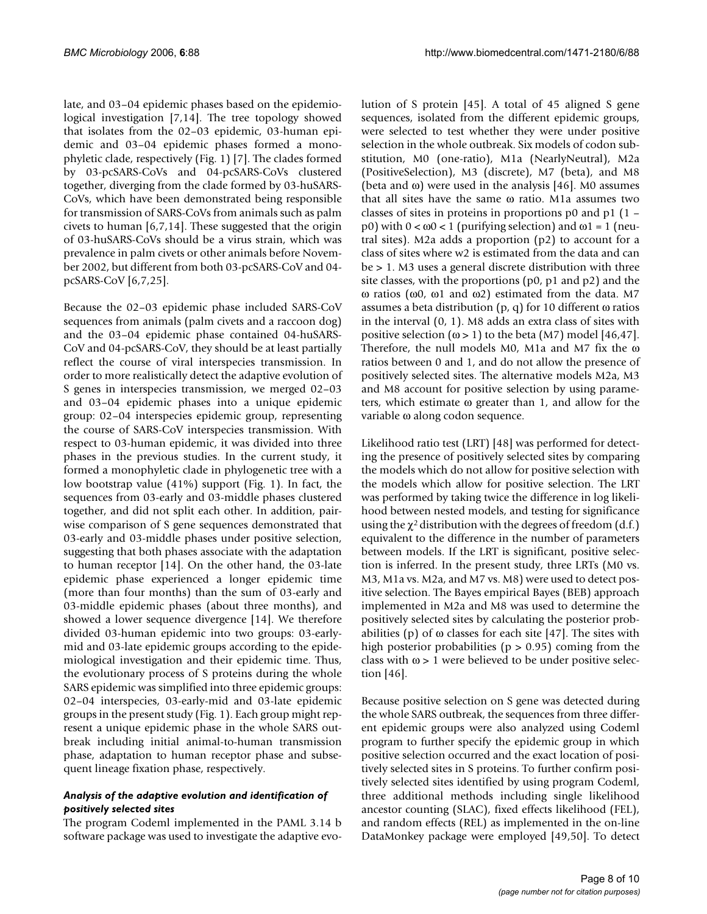late, and 03–04 epidemic phases based on the epidemiological investigation [7,14]. The tree topology showed that isolates from the 02–03 epidemic, 03-human epidemic and 03–04 epidemic phases formed a monophyletic clade, respectively (Fig. 1) [7]. The clades formed by 03-pcSARS-CoVs and 04-pcSARS-CoVs clustered together, diverging from the clade formed by 03-huSARS-CoVs, which have been demonstrated being responsible for transmission of SARS-CoVs from animals such as palm civets to human [6,7,14]. These suggested that the origin of 03-huSARS-CoVs should be a virus strain, which was prevalence in palm civets or other animals before November 2002, but different from both 03-pcSARS-CoV and 04-pcSARS-CoV [6,7,25].

Because the 02–03 epidemic phase included SARS-CoV sequences from animals (palm civets and a raccoon dog) and the 03–04 epidemic phase contained 04-huSARS-CoV and 04-pcSARS-CoV, they should be at least partially reflect the course of viral interspecies transmission. In order to more realistically detect the adaptive evolution of S genes in interspecies transmission, we merged 02–03 and 03–04 epidemic phases into a unique epidemic group: 02–04 interspecies epidemic group, representing the course of SARS-CoV interspecies transmission. With respect to 03-human epidemic, it was divided into three phases in the previous studies. In the current study, it formed a monophyletic clade in phylogenetic tree with a low bootstrap value (41%) support (Fig. 1). In fact, the sequences from 03-early and 03-middle phases clustered together, and did not split each other. In addition, pairwise comparison of S gene sequences demonstrated that 03-early and 03-middle phases under positive selection, suggesting that both phases associate with the adaptation to human receptor [14]. On the other hand, the 03-late epidemic phase experienced a longer epidemic time (more than four months) than the sum of 03-early and 03-middle epidemic phases (about three months), and showed a lower sequence divergence [14]. We therefore divided 03-human epidemic into two groups: 03-early-mid and 03-late epidemic groups according to the epidemiological investigation and their epidemic time. Thus, the evolutionary process of S proteins during the whole SARS epidemic was simplified into three epidemic groups: 02–04 interspecies, 03-early-mid and 03-late epidemic groups in the present study (Fig. 1). Each group might represent a unique epidemic phase in the whole SARS outbreak including initial animal-to-human transmission phase, adaptation to human receptor phase and subsequent lineage fixation phase, respectively.

### *Analysis of the adaptive evolution and identification of positively selected sites*

The program Codeml implemented in the PAML 3.14 b software package was used to investigate the adaptive evolution of S protein [45]. A total of 45 aligned S gene sequences, isolated from the different epidemic groups, were selected to test whether they were under positive selection in the whole outbreak. Six models of codon substitution, M0 (one-ratio), M1a (NearlyNeutral), M2a (PositiveSelection), M3 (discrete), M7 (beta), and M8 (beta and ω) were used in the analysis [46]. M0 assumes that all sites have the same ω ratio. M1a assumes two classes of sites in proteins in proportions p0 and p1 (1 – p0) with $0 < \omega 0 < 1$ (purifying selection) and $\omega 1 = 1$ (neutral sites). M2a adds a proportion (p2) to account for a class of sites where w2 is estimated from the data and can be > 1. M3 uses a general discrete distribution with three site classes, with the proportions (p0, p1 and p2) and the ω ratios (ω0, ω1 and ω2) estimated from the data. M7 assumes a beta distribution (p, q) for 10 different ω ratios in the interval (0, 1). M8 adds an extra class of sites with positive selection ($\omega > 1$) to the beta (M7) model [46,47]. Therefore, the null models M0, M1a and M7 fix the ω ratios between 0 and 1, and do not allow the presence of positively selected sites. The alternative models M2a, M3 and M8 account for positive selection by using parameters, which estimate ω greater than 1, and allow for the variable ω along codon sequence.

Likelihood ratio test (LRT) [48] was performed for detecting the presence of positively selected sites by comparing the models which do not allow for positive selection with the models which allow for positive selection. The LRT was performed by taking twice the difference in log likelihood between nested models, and testing for significance using the $\chi^2$ distribution with the degrees of freedom (d.f.) equivalent to the difference in the number of parameters between models. If the LRT is significant, positive selection is inferred. In the present study, three LRTs (M0 vs. M3, M1a vs. M2a, and M7 vs. M8) were used to detect positive selection. The Bayes empirical Bayes (BEB) approach implemented in M2a and M8 was used to determine the positively selected sites by calculating the posterior probabilities (p) of ω classes for each site [47]. The sites with high posterior probabilities ($p > 0.95$) coming from the class with $\omega > 1$ were believed to be under positive selection [46].

Because positive selection on S gene was detected during the whole SARS outbreak, the sequences from three different epidemic groups were also analyzed using Codeml program to further specify the epidemic group in which positive selection occurred and the exact location of positively selected sites in S proteins. To further confirm positively selected sites identified by using program Codeml, three additional methods including single likelihood ancestor counting (SLAC), fixed effects likelihood (FEL), and random effects (REL) as implemented in the on-line DataMonkey package were employed [49,50]. To detect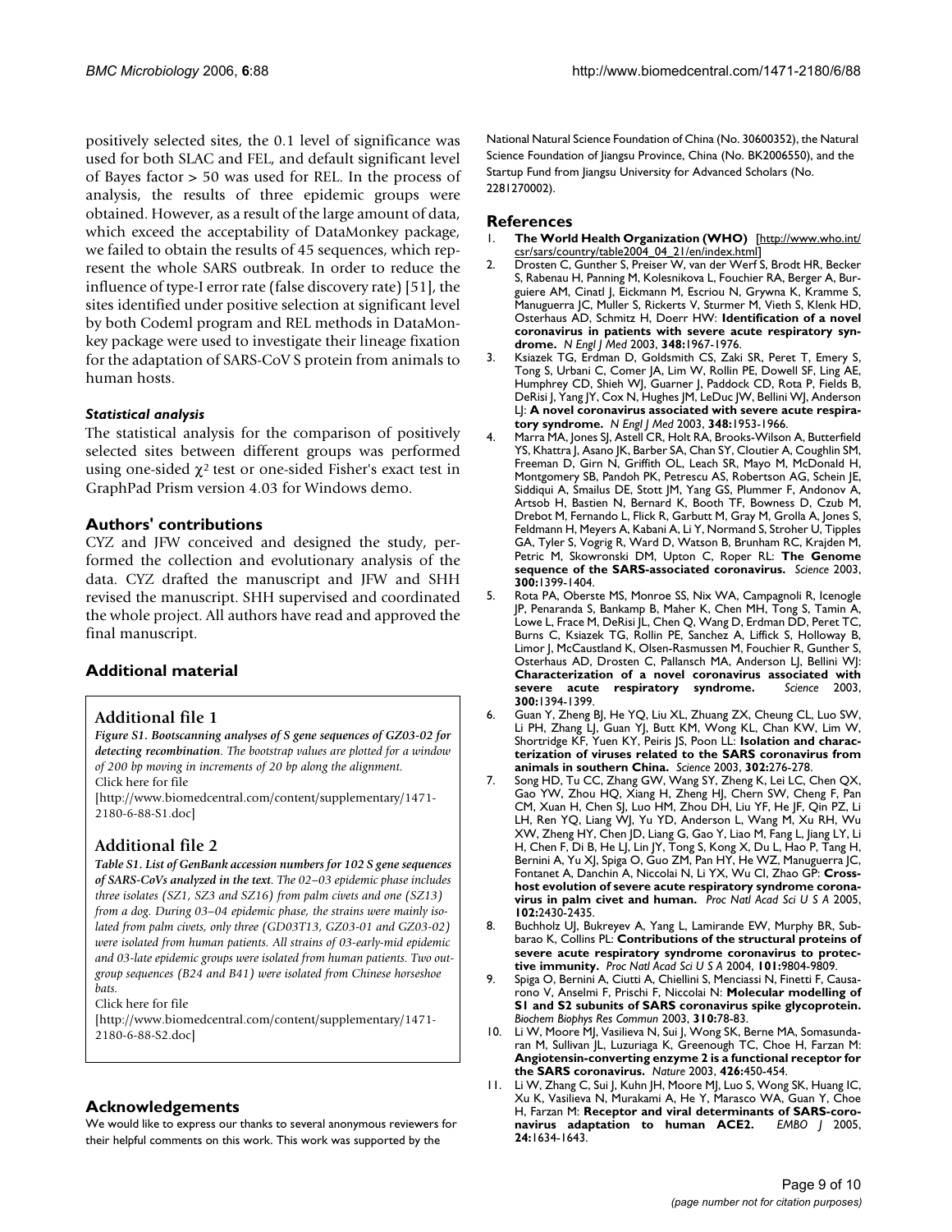positively selected sites, the 0.1 level of significance was used for both SLAC and FEL, and default significant level of Bayes factor > 50 was used for REL. In the process of analysis, the results of three epidemic groups were obtained. However, as a result of the large amount of data, which exceed the acceptability of DataMonkey package, we failed to obtain the results of 45 sequences, which represent the whole SARS outbreak. In order to reduce the influence of type-I error rate (false discovery rate) [51], the sites identified under positive selection at significant level by both Codeml program and REL methods in DataMonkey package were used to investigate their lineage fixation for the adaptation of SARS-CoV S protein from animals to human hosts.

### *Statistical analysis*

The statistical analysis for the comparison of positively selected sites between different groups was performed using one-sided $\chi^2$ test or one-sided Fisher's exact test in GraphPad Prism version 4.03 for Windows demo.

## Authors' contributions

CYZ and JFW conceived and designed the study, performed the collection and evolutionary analysis of the data. CYZ drafted the manuscript and JFW and SHH revised the manuscript. SHH supervised and coordinated the whole project. All authors have read and approved the final manuscript.

## Additional material

### Additional file 1

***Figure S1. Bootscanning analyses of S gene sequences of GZ03-02 for detecting recombination****. The bootstrap values are plotted for a window of 200 bp moving in increments of 20 bp along the alignment.*
Click here for file
[http://www.biomedcentral.com/content/supplementary/1471-2180-6-88-S1.doc]

### Additional file 2

***Table S1. List of GenBank accession numbers for 102 S gene sequences of SARS-CoVs analyzed in the text****. The 02–03 epidemic phase includes three isolates (SZ1, SZ3 and SZ16) from palm civets and one (SZ13) from a dog. During 03–04 epidemic phase, the strains were mainly isolated from palm civets, only three (GD03T13, GZ03-01 and GZ03-02) were isolated from human patients. All strains of 03-early-mid epidemic and 03-late epidemic groups were isolated from human patients. Two outgroup sequences (B24 and B41) were isolated from Chinese horseshoe bats.*
Click here for file
[http://www.biomedcentral.com/content/supplementary/1471-2180-6-88-S2.doc]

## Acknowledgements

We would like to express our thanks to several anonymous reviewers for their helpful comments on this work. This work was supported by the National Natural Science Foundation of China (No. 30600352), the Natural Science Foundation of Jiangsu Province, China (No. BK2006550), and the Startup Fund from Jiangsu University for Advanced Scholars (No. 2281270002).

## References

1. **The World Health Organization (WHO)** [http://www.who.int/csr/sars/country/table2004_04_21/en/index.html]
2. Drosten C, Gunther S, Preiser W, van der Werf S, Brodt HR, Becker S, Rabenau H, Panning M, Kolesnikova L, Fouchier RA, Berger A, Burguiere AM, Cinatl J, Eickmann M, Escriou N, Grywna K, Kramme S, Manuguerra JC, Muller S, Rickerts V, Sturmer M, Vieth S, Klenk HD, Osterhaus AD, Schmitz H, Doerr HW: **Identification of a novel coronavirus in patients with severe acute respiratory syndrome.** *N Engl J Med* 2003, **348:**1967-1976.
3. Ksiazek TG, Erdman D, Goldsmith CS, Zaki SR, Peret T, Emery S, Tong S, Urbani C, Comer JA, Lim W, Rollin PE, Dowell SF, Ling AE, Humphrey CD, Shieh WJ, Guarner J, Paddock CD, Rota P, Fields B, DeRisi J, Yang JY, Cox N, Hughes JM, LeDuc JW, Bellini WJ, Anderson LJ: **A novel coronavirus associated with severe acute respiratory syndrome.** *N Engl J Med* 2003, **348:**1953-1966.
4. Marra MA, Jones SJ, Astell CR, Holt RA, Brooks-Wilson A, Butterfield YS, Khattra J, Asano JK, Barber SA, Chan SY, Cloutier A, Coughlin SM, Freeman D, Girn N, Griffith OL, Leach SR, Mayo M, McDonald H, Montgomery SB, Pandoh PK, Petrescu AS, Robertson AG, Schein JE, Siddiqui A, Smailus DE, Stott JM, Yang GS, Plummer F, Andonov A, Artsob H, Bastien N, Bernard K, Booth TF, Bowness D, Czub M, Drebot M, Fernando L, Flick R, Garbutt M, Gray M, Grolla A, Jones S, Feldmann H, Meyers A, Kabani A, Li Y, Normand S, Stroher U, Tipples GA, Tyler S, Vogrig R, Ward D, Watson B, Brunham RC, Krajden M, Petric M, Skowronski DM, Upton C, Roper RL: **The Genome sequence of the SARS-associated coronavirus.** *Science* 2003, **300:**1399-1404.
5. Rota PA, Oberste MS, Monroe SS, Nix WA, Campagnoli R, Icenogle JP, Penaranda S, Bankamp B, Maher K, Chen MH, Tong S, Tamin A, Lowe L, Frace M, DeRisi JL, Chen Q, Wang D, Erdman DD, Peret TC, Burns C, Ksiazek TG, Rollin PE, Sanchez A, Liffick S, Holloway B, Limor J, McCaustland K, Olsen-Rasmussen M, Fouchier R, Gunther S, Osterhaus AD, Drosten C, Pallansch MA, Anderson LJ, Bellini WJ: **Characterization of a novel coronavirus associated with severe acute respiratory syndrome.** *Science* 2003, **300:**1394-1399.
6. Guan Y, Zheng BJ, He YQ, Liu XL, Zhuang ZX, Cheung CL, Luo SW, Li PH, Zhang LJ, Guan YJ, Butt KM, Wong KL, Chan KW, Lim W, Shortridge KF, Yuen KY, Peiris JS, Poon LL: **Isolation and characterization of viruses related to the SARS coronavirus from animals in southern China.** *Science* 2003, **302:**276-278.
7. Song HD, Tu CC, Zhang GW, Wang SY, Zheng K, Lei LC, Chen QX, Gao YW, Zhou HQ, Xiang H, Zheng HJ, Chern SW, Cheng F, Pan CM, Xuan H, Chen SJ, Luo HM, Zhou DH, Liu YF, He JF, Qin PZ, Li LH, Ren YQ, Liang WJ, Yu YD, Anderson L, Wang M, Xu RH, Wu XW, Zheng HY, Chen JD, Liang G, Gao Y, Liao M, Fang L, Jiang LY, Li H, Chen F, Di B, He LJ, Lin JY, Tong S, Kong X, Du L, Hao P, Tang H, Bernini A, Yu XJ, Spiga O, Guo ZM, Pan HY, He WZ, Manuguerra JC, Fontanet A, Danchin A, Niccolai N, Li YX, Wu CI, Zhao GP: **Cross-host evolution of severe acute respiratory syndrome coronavirus in palm civet and human.** *Proc Natl Acad Sci U S A* 2005, **102:**2430-2435.
8. Buchholz UJ, Bukreyev A, Yang L, Lamirande EW, Murphy BR, Subbarao K, Collins PL: **Contributions of the structural proteins of severe acute respiratory syndrome coronavirus to protective immunity.** *Proc Natl Acad Sci U S A* 2004, **101:**9804-9809.
9. Spiga O, Bernini A, Ciutti A, Chiellini S, Menciassi N, Finetti F, Causarono V, Anselmi F, Prischi F, Niccolai N: **Molecular modelling of S1 and S2 subunits of SARS coronavirus spike glycoprotein.** *Biochem Biophys Res Commun* 2003, **310:**78-83.
10. Li W, Moore MJ, Vasilieva N, Sui J, Wong SK, Berne MA, Somasundaran M, Sullivan JL, Luzuriaga K, Greenough TC, Choe H, Farzan M: **Angiotensin-converting enzyme 2 is a functional receptor for the SARS coronavirus.** *Nature* 2003, **426:**450-454.
11. Li W, Zhang C, Sui J, Kuhn JH, Moore MJ, Luo S, Wong SK, Huang IC, Xu K, Vasilieva N, Murakami A, He Y, Marasco WA, Guan Y, Choe H, Farzan M: **Receptor and viral determinants of SARS-coronavirus adaptation to human ACE2.** *EMBO J* 2005, **24:**1634-1643.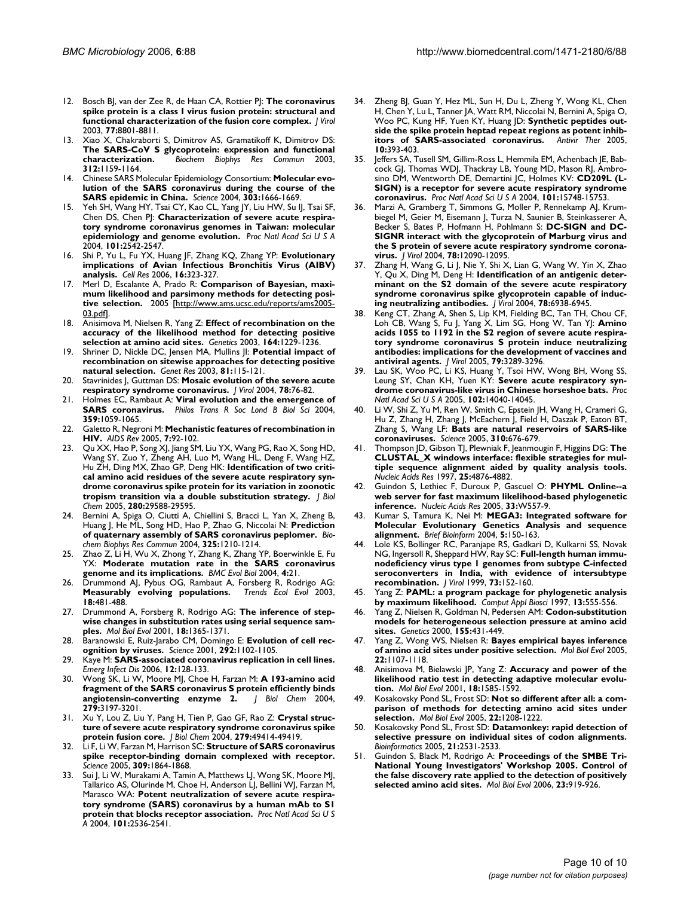12. Bosch BJ, van der Zee R, de Haan CA, Rottier PJ: **The coronavirus spike protein is a class I virus fusion protein: structural and functional characterization of the fusion core complex.** *J Virol* 2003, **77:**8801-8811.
13. Xiao X, Chakraborti S, Dimitrov AS, Gramatikoff K, Dimitrov DS: **The SARS-CoV S glycoprotein: expression and functional characterization.** *Biochem Biophys Res Commun* 2003, **312:**1159-1164.
14. Chinese SARS Molecular Epidemiology Consortium: **Molecular evolution of the SARS coronavirus during the course of the SARS epidemic in China.** *Science* 2004, **303:**1666-1669.
15. Yeh SH, Wang HY, Tsai CY, Kao CL, Yang JY, Liu HW, Su IJ, Tsai SF, Chen DS, Chen PJ: **Characterization of severe acute respiratory syndrome coronavirus genomes in Taiwan: molecular epidemiology and genome evolution.** *Proc Natl Acad Sci U S A* 2004, **101:**2542-2547.
16. Shi P, Yu L, Fu YX, Huang JF, Zhang KQ, Zhang YP: **Evolutionary implications of Avian Infectious Bronchitis Virus (AIBV) analysis.** *Cell Res* 2006, **16:**323-327.
17. Merl D, Escalante A, Prado R: **Comparison of Bayesian, maximum likelihood and parsimony methods for detecting positive selection.** 2005 [http://www.ams.ucsc.edu/reports/ams2005-03.pdf].
18. Anisimova M, Nielsen R, Yang Z: **Effect of recombination on the accuracy of the likelihood method for detecting positive selection at amino acid sites.** *Genetics* 2003, **164:**1229-1236.
19. Shriner D, Nickle DC, Jensen MA, Mullins JI: **Potential impact of recombination on sitewise approaches for detecting positive natural selection.** *Genet Res* 2003, **81:**115-121.
20. Stavrinides J, Guttman DS: **Mosaic evolution of the severe acute respiratory syndrome coronavirus.** *J Virol* 2004, **78:**76-82.
21. Holmes EC, Rambaut A: **Viral evolution and the emergence of SARS coronavirus.** *Philos Trans R Soc Lond B Biol Sci* 2004, **359:**1059-1065.
22. Galetto R, Negroni M: **Mechanistic features of recombination in HIV.** *AIDS Rev* 2005, **7:**92-102.
23. Qu XX, Hao P, Song XJ, Jiang SM, Liu YX, Wang PG, Rao X, Song HD, Wang SY, Zuo Y, Zheng AH, Luo M, Wang HL, Deng F, Wang HZ, Hu ZH, Ding MX, Zhao GP, Deng HK: **Identification of two critical amino acid residues of the severe acute respiratory syndrome coronavirus spike protein for its variation in zoonotic tropism transition via a double substitution strategy.** *J Biol Chem* 2005, **280:**29588-29595.
24. Bernini A, Spiga O, Ciutti A, Chiellini S, Bracci L, Yan X, Zheng B, Huang J, He ML, Song HD, Hao P, Zhao G, Niccolai N: **Prediction of quaternary assembly of SARS coronavirus peplomer.** *Biochem Biophys Res Commun* 2004, **325:**1210-1214.
25. Zhao Z, Li H, Wu X, Zhong Y, Zhang K, Zhang YP, Boerwinkle E, Fu YX: **Moderate mutation rate in the SARS coronavirus genome and its implications.** *BMC Evol Biol* 2004, **4:**21.
26. Drummond AJ, Pybus OG, Rambaut A, Forsberg R, Rodrigo AG: **Measurably evolving populations.** *Trends Ecol Evol* 2003, **18:**481-488.
27. Drummond A, Forsberg R, Rodrigo AG: **The inference of stepwise changes in substitution rates using serial sequence samples.** *Mol Biol Evol* 2001, **18:**1365-1371.
28. Baranowski E, Ruiz-Jarabo CM, Domingo E: **Evolution of cell recognition by viruses.** *Science* 2001, **292:**1102-1105.
29. Kaye M: **SARS-associated coronavirus replication in cell lines.** *Emerg Infect Dis* 2006, **12:**128-133.
30. Wong SK, Li W, Moore MJ, Choe H, Farzan M: **A 193-amino acid fragment of the SARS coronavirus S protein efficiently binds angiotensin-converting enzyme 2.** *J Biol Chem* 2004, **279:**3197-3201.
31. Xu Y, Lou Z, Liu Y, Pang H, Tien P, Gao GF, Rao Z: **Crystal structure of severe acute respiratory syndrome coronavirus spike protein fusion core.** *J Biol Chem* 2004, **279:**49414-49419.
32. Li F, Li W, Farzan M, Harrison SC: **Structure of SARS coronavirus spike receptor-binding domain complexed with receptor.** *Science* 2005, **309:**1864-1868.
33. Sui J, Li W, Murakami A, Tamin A, Matthews LJ, Wong SK, Moore MJ, Tallarico AS, Olurinde M, Choe H, Anderson LJ, Bellini WJ, Farzan M, Marasco WA: **Potent neutralization of severe acute respiratory syndrome (SARS) coronavirus by a human mAb to S1 protein that blocks receptor association.** *Proc Natl Acad Sci U S A* 2004, **101:**2536-2541.
34. Zheng BJ, Guan Y, Hez ML, Sun H, Du L, Zheng Y, Wong KL, Chen H, Chen Y, Lu L, Tanner JA, Watt RM, Niccolai N, Bernini A, Spiga O, Woo PC, Kung HF, Yuen KY, Huang JD: **Synthetic peptides outside the spike protein heptad repeat regions as potent inhibitors of SARS-associated coronavirus.** *Antivir Ther* 2005, **10:**393-403.
35. Jeffers SA, Tusell SM, Gillim-Ross L, Hemmila EM, Achenbach JE, Babcock GJ, Thomas WDJ, Thackray LB, Young MD, Mason RJ, Ambrosino DM, Wentworth DE, Demartini JC, Holmes KV: **CD209L (L-SIGN) is a receptor for severe acute respiratory syndrome coronavirus.** *Proc Natl Acad Sci U S A* 2004, **101:**15748-15753.
36. Marzi A, Gramberg T, Simmons G, Moller P, Rennekamp AJ, Krumbiegel M, Geier M, Eisemann J, Turza N, Saunier B, Steinkasserer A, Becker S, Bates P, Hofmann H, Pohlmann S: **DC-SIGN and DC-SIGNR interact with the glycoprotein of Marburg virus and the S protein of severe acute respiratory syndrome coronavirus.** *J Virol* 2004, **78:**12090-12095.
37. Zhang H, Wang G, Li J, Nie Y, Shi X, Lian G, Wang W, Yin X, Zhao Y, Qu X, Ding M, Deng H: **Identification of an antigenic determinant on the S2 domain of the severe acute respiratory syndrome coronavirus spike glycoprotein capable of inducing neutralizing antibodies.** *J Virol* 2004, **78:**6938-6945.
38. Keng CT, Zhang A, Shen S, Lip KM, Fielding BC, Tan TH, Chou CF, Loh CB, Wang S, Fu J, Yang X, Lim SG, Hong W, Tan YJ: **Amino acids 1055 to 1192 in the S2 region of severe acute respiratory syndrome coronavirus S protein induce neutralizing antibodies: implications for the development of vaccines and antiviral agents.** *J Virol* 2005, **79:**3289-3296.
39. Lau SK, Woo PC, Li KS, Huang Y, Tsoi HW, Wong BH, Wong SS, Leung SY, Chan KH, Yuen KY: **Severe acute respiratory syndrome coronavirus-like virus in Chinese horseshoe bats.** *Proc Natl Acad Sci U S A* 2005, **102:**14040-14045.
40. Li W, Shi Z, Yu M, Ren W, Smith C, Epstein JH, Wang H, Crameri G, Hu Z, Zhang H, Zhang J, McEachern J, Field H, Daszak P, Eaton BT, Zhang S, Wang LF: **Bats are natural reservoirs of SARS-like coronaviruses.** *Science* 2005, **310:**676-679.
41. Thompson JD, Gibson TJ, Plewniak F, Jeanmougin F, Higgins DG: **The CLUSTAL_X windows interface: flexible strategies for multiple sequence alignment aided by quality analysis tools.** *Nucleic Acids Res* 1997, **25:**4876-4882.
42. Guindon S, Lethiec F, Duroux P, Gascuel O: **PHYML Online--a web server for fast maximum likelihood-based phylogenetic inference.** *Nucleic Acids Res* 2005, **33:**W557-9.
43. Kumar S, Tamura K, Nei M: **MEGA3: Integrated software for Molecular Evolutionary Genetics Analysis and sequence alignment.** *Brief Bioinform* 2004, **5:**150-163.
44. Lole KS, Bollinger RC, Paranjape RS, Gadkari D, Kulkarni SS, Novak NG, Ingersoll R, Sheppard HW, Ray SC: **Full-length human immunodeficiency virus type 1 genomes from subtype C-infected seroconverters in India, with evidence of intersubtype recombination.** *J Virol* 1999, **73:**152-160.
45. Yang Z: **PAML: a program package for phylogenetic analysis by maximum likelihood.** *Comput Appl Biosci* 1997, **13:**555-556.
46. Yang Z, Nielsen R, Goldman N, Pedersen AM: **Codon-substitution models for heterogeneous selection pressure at amino acid sites.** *Genetics* 2000, **155:**431-449.
47. Yang Z, Wong WS, Nielsen R: **Bayes empirical bayes inference of amino acid sites under positive selection.** *Mol Biol Evol* 2005, **22:**1107-1118.
48. Anisimova M, Bielawski JP, Yang Z: **Accuracy and power of the likelihood ratio test in detecting adaptive molecular evolution.** *Mol Biol Evol* 2001, **18:**1585-1592.
49. Kosakovsky Pond SL, Frost SD: **Not so different after all: a comparison of methods for detecting amino acid sites under selection.** *Mol Biol Evol* 2005, **22:**1208-1222.
50. Kosakovsky Pond SL, Frost SD: **Datamonkey: rapid detection of selective pressure on individual sites of codon alignments.** *Bioinformatics* 2005, **21:**2531-2533.
51. Guindon S, Black M, Rodrigo A: **Proceedings of the SMBE Tri-National Young Investigators' Workshop 2005. Control of the false discovery rate applied to the detection of positively selected amino acid sites.** *Mol Biol Evol* 2006, **23:**919-926.